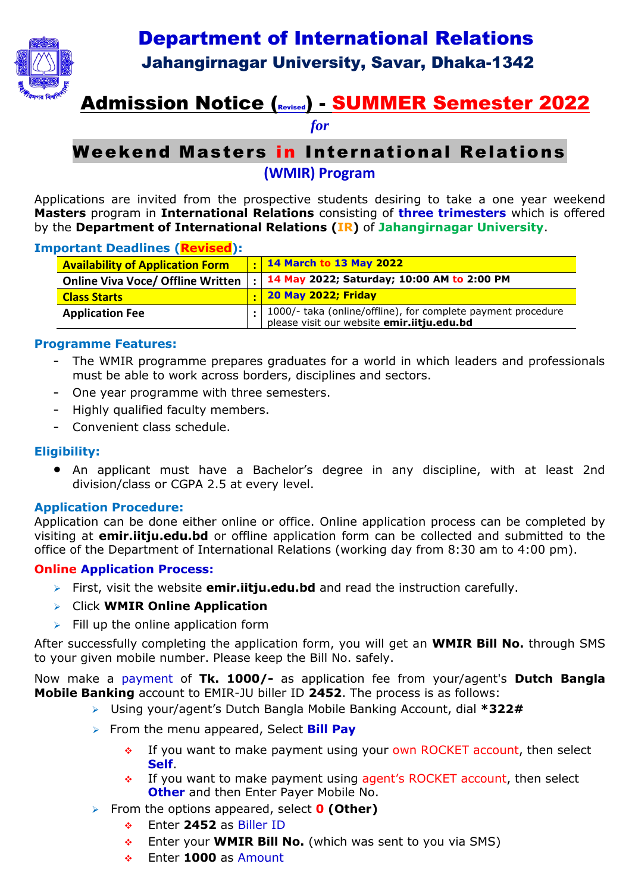# Department of International Relations

## Jahangirnagar University, Savar, Dhaka-1342

## Admission Notice (Revised) - SUMMER Semester 2022

*for*

## Weekend Masters in International Relations

### (WMIR) Program

Applications are invited from the prospective students desiring to take a one year weekend **Masters** program in **International Relations** consisting of **three trimesters** which is offered by the **Department of International Relations (IR)** of **Jahangirnagar University**.

### Important Deadlines (Revised):

| | | |
|---|---|---|
| **Availability of Application Form** | **:** | **14 March to 13 May 2022** |
| **Online Viva Voce/ Offline Written** | **:** | **14 May 2022; Saturday; 10:00 AM to 2:00 PM** |
| **Class Starts** | **:** | **20 May 2022; Friday** |
| **Application Fee** | **:** | 1000/- taka (online/offline), for complete payment procedure please visit our website **emir.iitju.edu.bd** |

### Programme Features:

- The WMIR programme prepares graduates for a world in which leaders and professionals must be able to work across borders, disciplines and sectors.
- One year programme with three semesters.
- Highly qualified faculty members.
- Convenient class schedule.

### Eligibility:

- An applicant must have a Bachelor's degree in any discipline, with at least 2nd division/class or CGPA 2.5 at every level.

### Application Procedure:

Application can be done either online or office. Online application process can be completed by visiting at **emir.iitju.edu.bd** or offline application form can be collected and submitted to the office of the Department of International Relations (working day from 8:30 am to 4:00 pm).

### Online Application Process:

- First, visit the website **emir.iitju.edu.bd** and read the instruction carefully.
- Click **WMIR Online Application**
- Fill up the online application form

After successfully completing the application form, you will get an **WMIR Bill No.** through SMS to your given mobile number. Please keep the Bill No. safely.

Now make a payment of **Tk. 1000/-** as application fee from your/agent's **Dutch Bangla Mobile Banking** account to EMIR-JU biller ID **2452**. The process is as follows:

- Using your/agent's Dutch Bangla Mobile Banking Account, dial ***322#**
- From the menu appeared, Select **Bill Pay**
  - If you want to make payment using your own ROCKET account, then select **Self**.
  - If you want to make payment using agent's ROCKET account, then select **Other** and then Enter Payer Mobile No.
- From the options appeared, select **0 (Other)**
  - Enter **2452** as Biller ID
  - Enter your **WMIR Bill No.** (which was sent to you via SMS)
  - Enter **1000** as Amount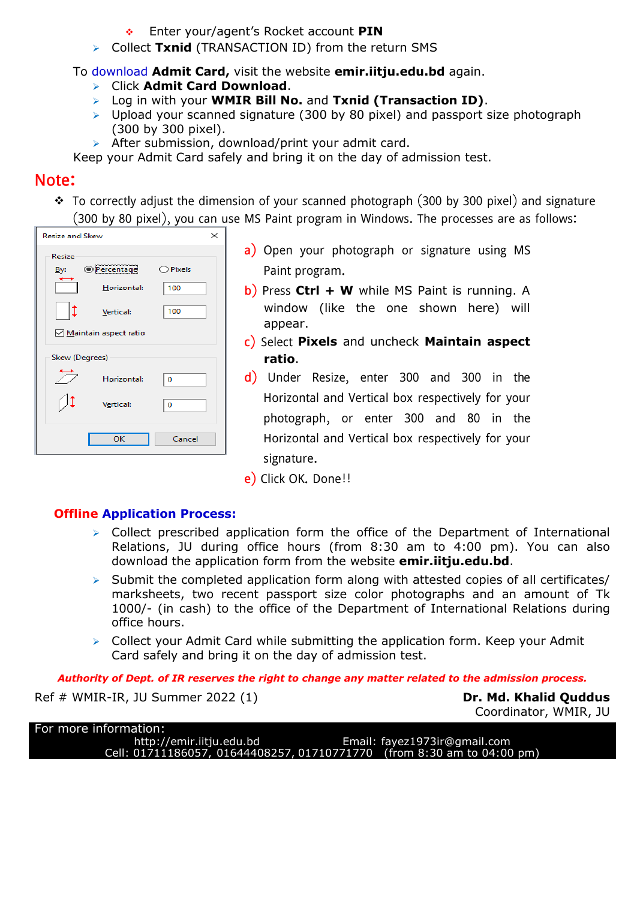- ❖ Enter your/agent's Rocket account **PIN**
- Collect **Txnid** (TRANSACTION ID) from the return SMS

To download **Admit Card,** visit the website **emir.iitju.edu.bd** again.

- Click **Admit Card Download**.
- Log in with your **WMIR Bill No.** and **Txnid (Transaction ID)**.
- Upload your scanned signature (300 by 80 pixel) and passport size photograph (300 by 300 pixel).
- After submission, download/print your admit card.

Keep your Admit Card safely and bring it on the day of admission test.

## Note:

❖ To correctly adjust the dimension of your scanned photograph (300 by 300 pixel) and signature (300 by 80 pixel), you can use MS Paint program in Windows. The processes are as follows:

a) Open your photograph or signature using MS Paint program.

b) Press **Ctrl + W** while MS Paint is running. A window (like the one shown here) will appear.

c) Select **Pixels** and uncheck **Maintain aspect ratio**.

d) Under Resize, enter 300 and 300 in the Horizontal and Vertical box respectively for your photograph, or enter 300 and 80 in the Horizontal and Vertical box respectively for your signature.

e) Click OK. Done!!

### Offline Application Process:

- Collect prescribed application form the office of the Department of International Relations, JU during office hours (from 8:30 am to 4:00 pm). You can also download the application form from the website **emir.iitju.edu.bd**.
- Submit the completed application form along with attested copies of all certificates/ marksheets, two recent passport size color photographs and an amount of Tk 1000/- (in cash) to the office of the Department of International Relations during office hours.
- Collect your Admit Card while submitting the application form. Keep your Admit Card safely and bring it on the day of admission test.

***Authority of Dept. of IR reserves the right to change any matter related to the admission process.***

Ref # WMIR-IR, JU Summer 2022 (1)

**Dr. Md. Khalid Quddus**
Coordinator, WMIR, JU

For more information:
http://emir.iitju.edu.bd Email: fayez1973ir@gmail.com
Cell: 01711186057, 01644408257, 01710771770 (from 8:30 am to 04:00 pm)